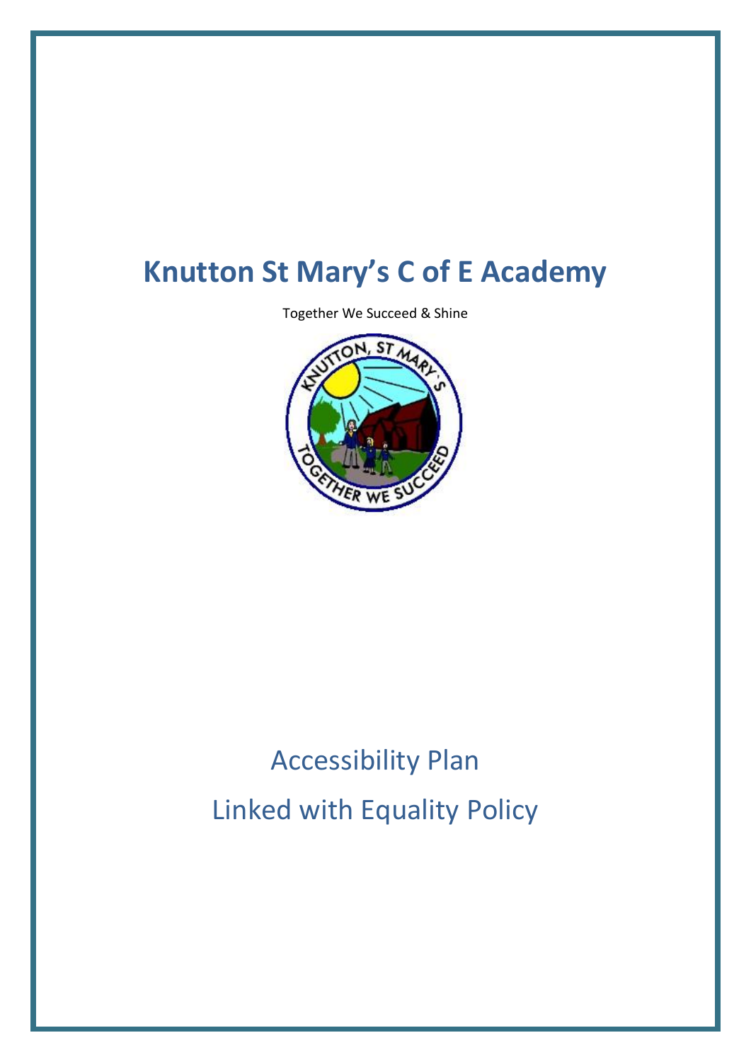# Knutton St Mary's C of E Academy

Together We Succeed & Shine

## Accessibility Plan

## Linked with Equality Policy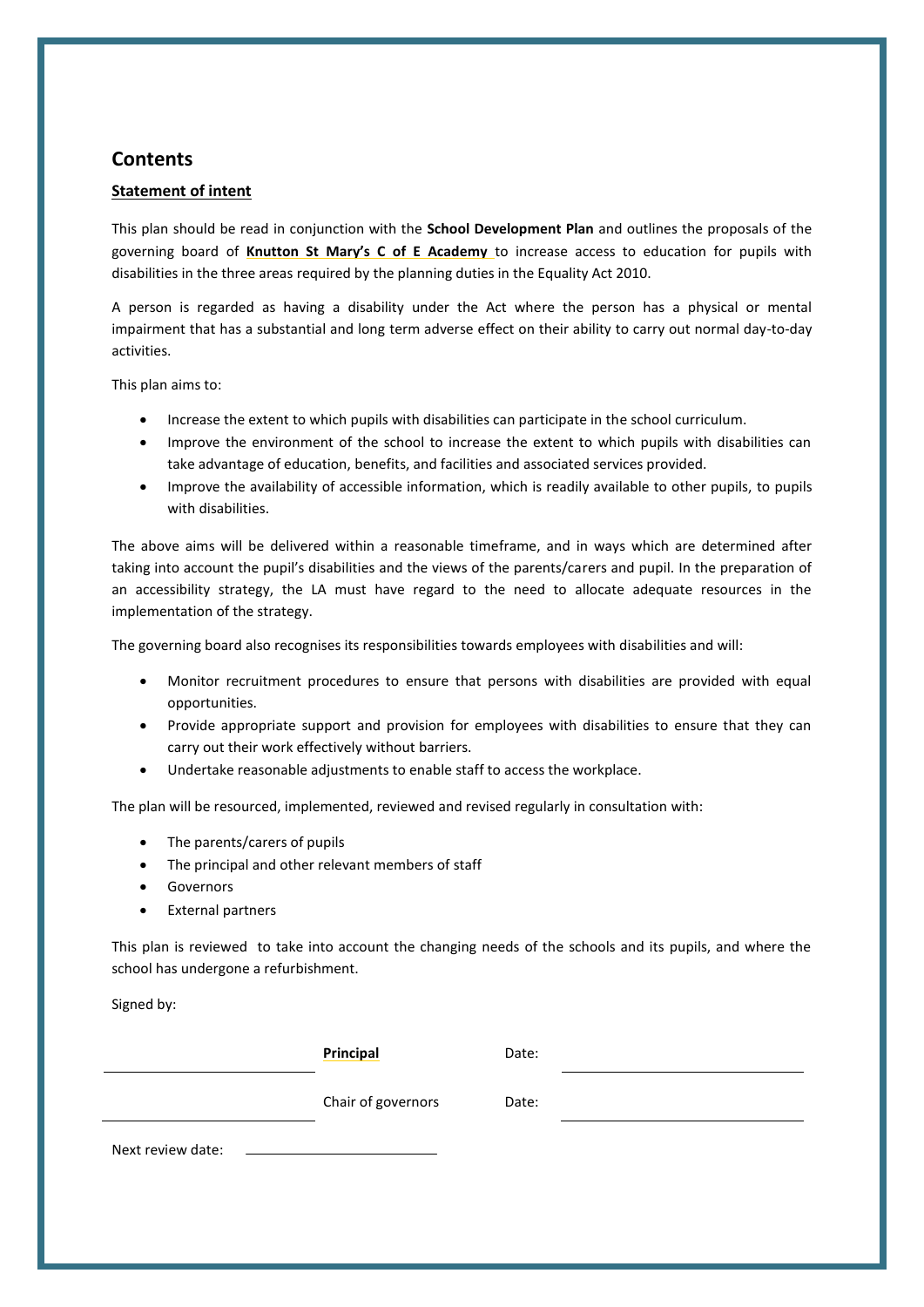## Contents

**Statement of intent**

This plan should be read in conjunction with the **School Development Plan** and outlines the proposals of the governing board of **Knutton St Mary's C of E Academy** to increase access to education for pupils with disabilities in the three areas required by the planning duties in the Equality Act 2010.

A person is regarded as having a disability under the Act where the person has a physical or mental impairment that has a substantial and long term adverse effect on their ability to carry out normal day-to-day activities.

This plan aims to:

- Increase the extent to which pupils with disabilities can participate in the school curriculum.
- Improve the environment of the school to increase the extent to which pupils with disabilities can take advantage of education, benefits, and facilities and associated services provided.
- Improve the availability of accessible information, which is readily available to other pupils, to pupils with disabilities.

The above aims will be delivered within a reasonable timeframe, and in ways which are determined after taking into account the pupil's disabilities and the views of the parents/carers and pupil. In the preparation of an accessibility strategy, the LA must have regard to the need to allocate adequate resources in the implementation of the strategy.

The governing board also recognises its responsibilities towards employees with disabilities and will:

- Monitor recruitment procedures to ensure that persons with disabilities are provided with equal opportunities.
- Provide appropriate support and provision for employees with disabilities to ensure that they can carry out their work effectively without barriers.
- Undertake reasonable adjustments to enable staff to access the workplace.

The plan will be resourced, implemented, reviewed and revised regularly in consultation with:

- The parents/carers of pupils
- The principal and other relevant members of staff
- Governors
- External partners

This plan is reviewed to take into account the changing needs of the schools and its pupils, and where the school has undergone a refurbishment.

Signed by:

| | | | |
|---|---|---|---|
| ____________________ | **Principal** | Date: | ____________________ |
| ____________________ | Chair of governors | Date: | ____________________ |

Next review date: ____________________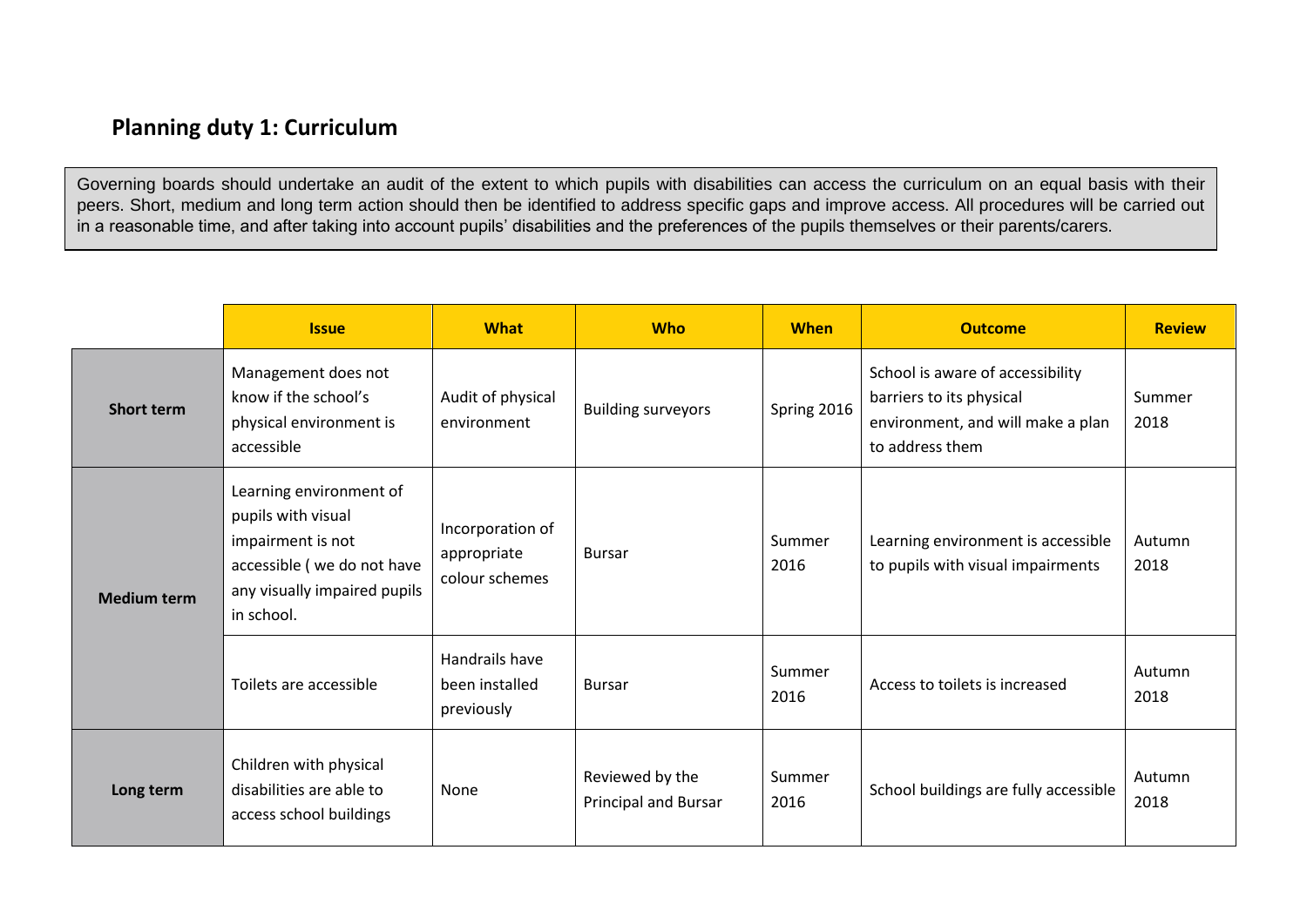## Planning duty 1: Curriculum

Governing boards should undertake an audit of the extent to which pupils with disabilities can access the curriculum on an equal basis with their peers. Short, medium and long term action should then be identified to address specific gaps and improve access. All procedures will be carried out in a reasonable time, and after taking into account pupils' disabilities and the preferences of the pupils themselves or their parents/carers.

| | Issue | What | Who | When | Outcome | Review |
|---|---|---|---|---|---|---|
| **Short term** | Management does not know if the school's physical environment is accessible | Audit of physical environment | Building surveyors | Spring 2016 | School is aware of accessibility barriers to its physical environment, and will make a plan to address them | Summer 2018 |
| **Medium term** | Learning environment of pupils with visual impairment is not accessible ( we do not have any visually impaired pupils in school. | Incorporation of appropriate colour schemes | Bursar | Summer 2016 | Learning environment is accessible to pupils with visual impairments | Autumn 2018 |
| | Toilets are accessible | Handrails have been installed previously | Bursar | Summer 2016 | Access to toilets is increased | Autumn 2018 |
| **Long term** | Children with physical disabilities are able to access school buildings | None | Reviewed by the Principal and Bursar | Summer 2016 | School buildings are fully accessible | Autumn 2018 |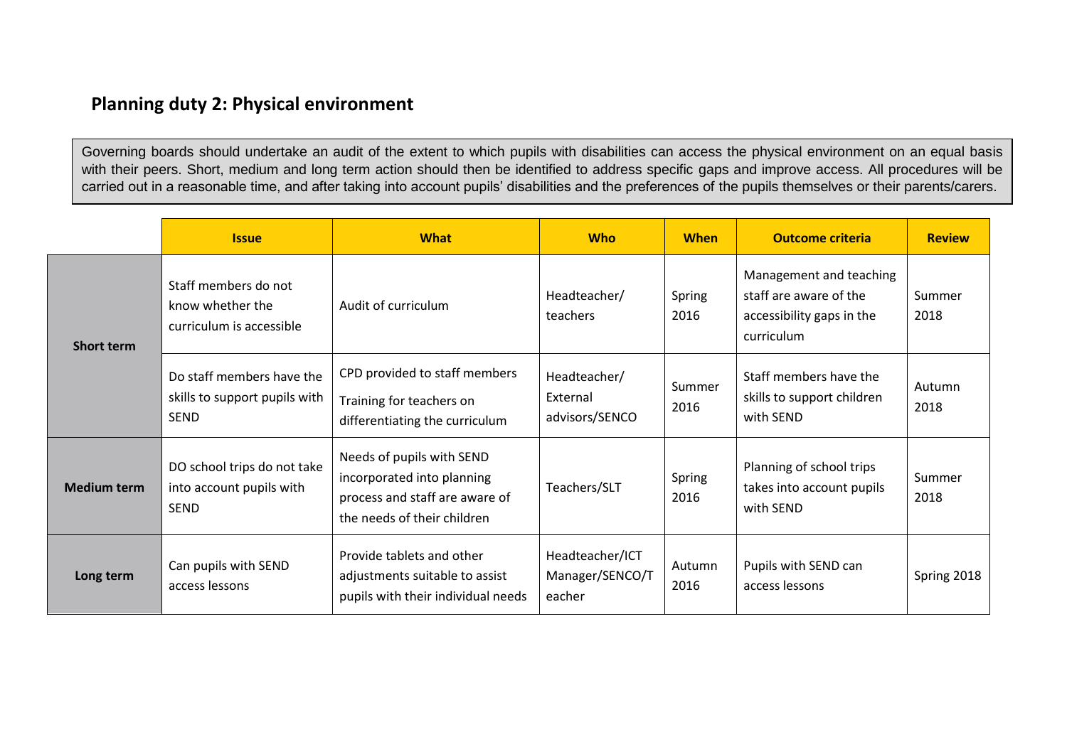## Planning duty 2: Physical environment

Governing boards should undertake an audit of the extent to which pupils with disabilities can access the physical environment on an equal basis with their peers. Short, medium and long term action should then be identified to address specific gaps and improve access. All procedures will be carried out in a reasonable time, and after taking into account pupils' disabilities and the preferences of the pupils themselves or their parents/carers.

| | Issue | What | Who | When | Outcome criteria | Review |
|---|---|---|---|---|---|---|
| **Short term** | Staff members do not know whether the curriculum is accessible | Audit of curriculum | Headteacher/ teachers | Spring 2016 | Management and teaching staff are aware of the accessibility gaps in the curriculum | Summer 2018 |
| | Do staff members have the skills to support pupils with SEND | CPD provided to staff members<br>Training for teachers on differentiating the curriculum | Headteacher/ External advisors/SENCO | Summer 2016 | Staff members have the skills to support children with SEND | Autumn 2018 |
| **Medium term** | DO school trips do not take into account pupils with SEND | Needs of pupils with SEND incorporated into planning process and staff are aware of the needs of their children | Teachers/SLT | Spring 2016 | Planning of school trips takes into account pupils with SEND | Summer 2018 |
| **Long term** | Can pupils with SEND access lessons | Provide tablets and other adjustments suitable to assist pupils with their individual needs | Headteacher/ICT Manager/SENCO/Teacher | Autumn 2016 | Pupils with SEND can access lessons | Spring 2018 |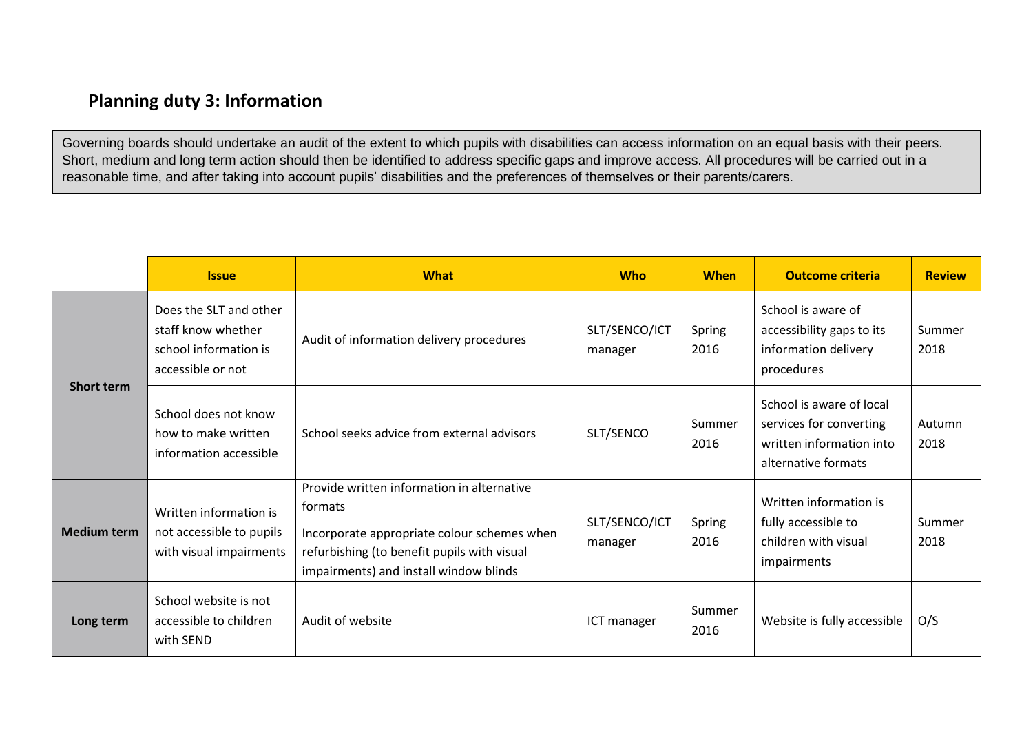## Planning duty 3: Information

Governing boards should undertake an audit of the extent to which pupils with disabilities can access information on an equal basis with their peers. Short, medium and long term action should then be identified to address specific gaps and improve access. All procedures will be carried out in a reasonable time, and after taking into account pupils' disabilities and the preferences of themselves or their parents/carers.

| | Issue | What | Who | When | Outcome criteria | Review |
|---|---|---|---|---|---|---|
| **Short term** | Does the SLT and other staff know whether school information is accessible or not | Audit of information delivery procedures | SLT/SENCO/ICT manager | Spring 2016 | School is aware of accessibility gaps to its information delivery procedures | Summer 2018 |
| | School does not know how to make written information accessible | School seeks advice from external advisors | SLT/SENCO | Summer 2016 | School is aware of local services for converting written information into alternative formats | Autumn 2018 |
| **Medium term** | Written information is not accessible to pupils with visual impairments | Provide written information in alternative formats<br><br>Incorporate appropriate colour schemes when refurbishing (to benefit pupils with visual impairments) and install window blinds | SLT/SENCO/ICT manager | Spring 2016 | Written information is fully accessible to children with visual impairments | Summer 2018 |
| **Long term** | School website is not accessible to children with SEND | Audit of website | ICT manager | Summer 2016 | Website is fully accessible | O/S |